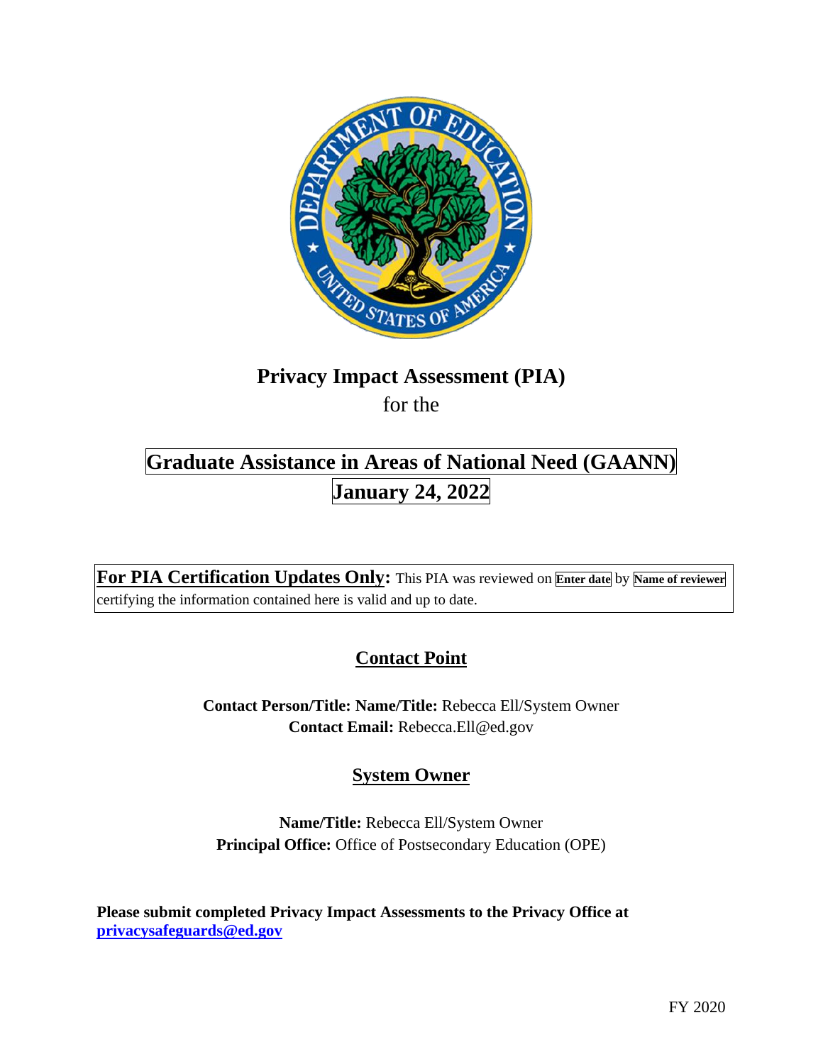# Privacy Impact Assessment (PIA)

for the

## Graduate Assistance in Areas of National Need (GAANN)

## January 24, 2022

**For PIA Certification Updates Only:** This PIA was reviewed on **Enter date** by **Name of reviewer** certifying the information contained here is valid and up to date.

## Contact Point

**Contact Person/Title: Name/Title:** Rebecca Ell/System Owner
**Contact Email:** Rebecca.Ell@ed.gov

## System Owner

**Name/Title:** Rebecca Ell/System Owner
**Principal Office:** Office of Postsecondary Education (OPE)

**Please submit completed Privacy Impact Assessments to the Privacy Office at privacysafeguards@ed.gov**

FY 2020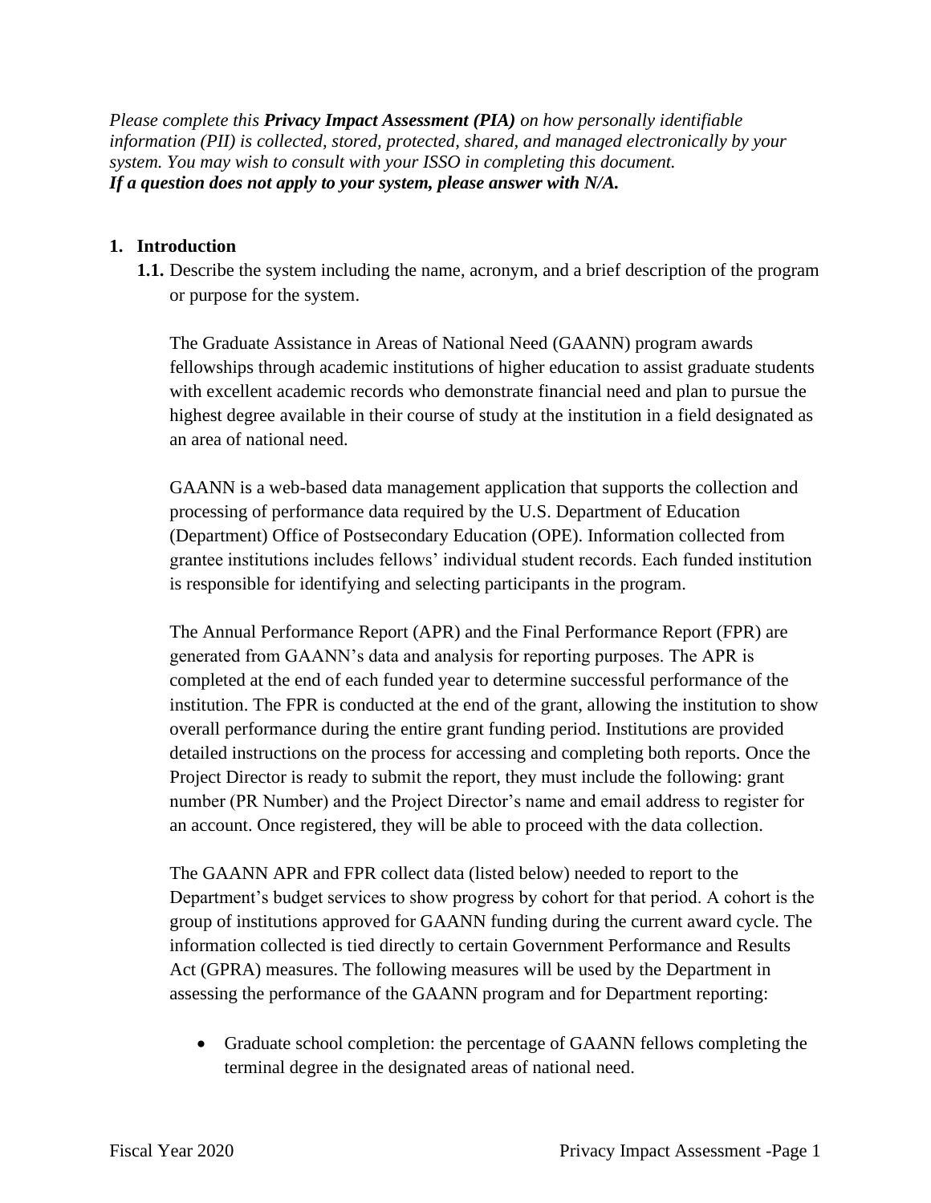*Please complete this **Privacy Impact Assessment (PIA)** on how personally identifiable information (PII) is collected, stored, protected, shared, and managed electronically by your system. You may wish to consult with your ISSO in completing this document.*
***If a question does not apply to your system, please answer with N/A.***

## 1. Introduction

**1.1.** Describe the system including the name, acronym, and a brief description of the program or purpose for the system.

The Graduate Assistance in Areas of National Need (GAANN) program awards fellowships through academic institutions of higher education to assist graduate students with excellent academic records who demonstrate financial need and plan to pursue the highest degree available in their course of study at the institution in a field designated as an area of national need.

GAANN is a web-based data management application that supports the collection and processing of performance data required by the U.S. Department of Education (Department) Office of Postsecondary Education (OPE). Information collected from grantee institutions includes fellows' individual student records. Each funded institution is responsible for identifying and selecting participants in the program.

The Annual Performance Report (APR) and the Final Performance Report (FPR) are generated from GAANN's data and analysis for reporting purposes. The APR is completed at the end of each funded year to determine successful performance of the institution. The FPR is conducted at the end of the grant, allowing the institution to show overall performance during the entire grant funding period. Institutions are provided detailed instructions on the process for accessing and completing both reports. Once the Project Director is ready to submit the report, they must include the following: grant number (PR Number) and the Project Director's name and email address to register for an account. Once registered, they will be able to proceed with the data collection.

The GAANN APR and FPR collect data (listed below) needed to report to the Department's budget services to show progress by cohort for that period. A cohort is the group of institutions approved for GAANN funding during the current award cycle. The information collected is tied directly to certain Government Performance and Results Act (GPRA) measures. The following measures will be used by the Department in assessing the performance of the GAANN program and for Department reporting:

- Graduate school completion: the percentage of GAANN fellows completing the terminal degree in the designated areas of national need.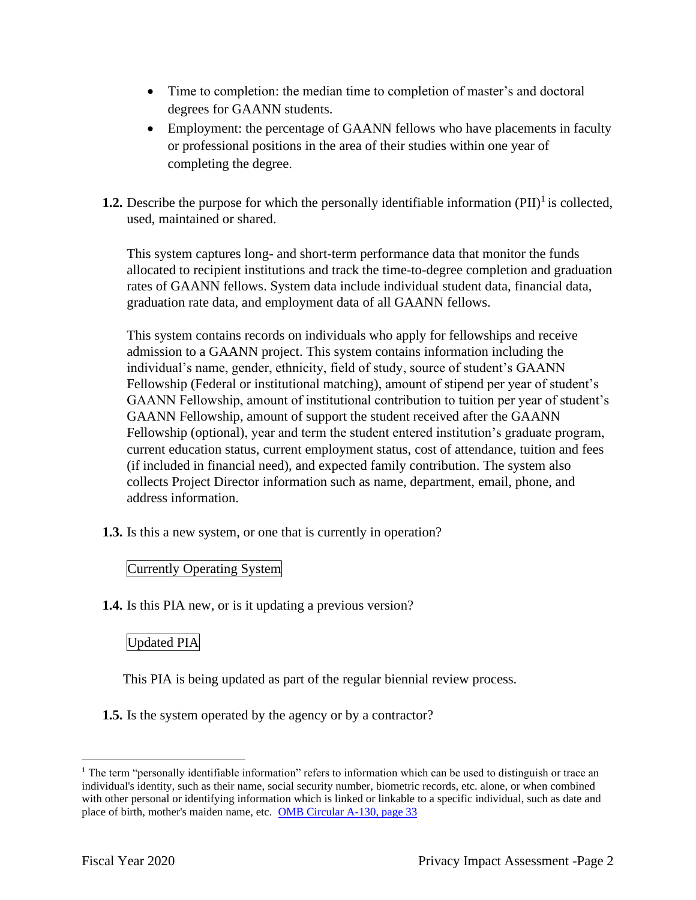- Time to completion: the median time to completion of master's and doctoral degrees for GAANN students.
- Employment: the percentage of GAANN fellows who have placements in faculty or professional positions in the area of their studies within one year of completing the degree.

**1.2.** Describe the purpose for which the personally identifiable information (PII)[1] is collected, used, maintained or shared.

This system captures long- and short-term performance data that monitor the funds allocated to recipient institutions and track the time-to-degree completion and graduation rates of GAANN fellows. System data include individual student data, financial data, graduation rate data, and employment data of all GAANN fellows.

This system contains records on individuals who apply for fellowships and receive admission to a GAANN project. This system contains information including the individual's name, gender, ethnicity, field of study, source of student's GAANN Fellowship (Federal or institutional matching), amount of stipend per year of student's GAANN Fellowship, amount of institutional contribution to tuition per year of student's GAANN Fellowship, amount of support the student received after the GAANN Fellowship (optional), year and term the student entered institution's graduate program, current education status, current employment status, cost of attendance, tuition and fees (if included in financial need), and expected family contribution. The system also collects Project Director information such as name, department, email, phone, and address information.

**1.3.** Is this a new system, or one that is currently in operation?

Currently Operating System

**1.4.** Is this PIA new, or is it updating a previous version?

Updated PIA

This PIA is being updated as part of the regular biennial review process.

**1.5.** Is the system operated by the agency or by a contractor?

[1] The term "personally identifiable information" refers to information which can be used to distinguish or trace an individual's identity, such as their name, social security number, biometric records, etc. alone, or when combined with other personal or identifying information which is linked or linkable to a specific individual, such as date and place of birth, mother's maiden name, etc. [OMB Circular A-130, page 33]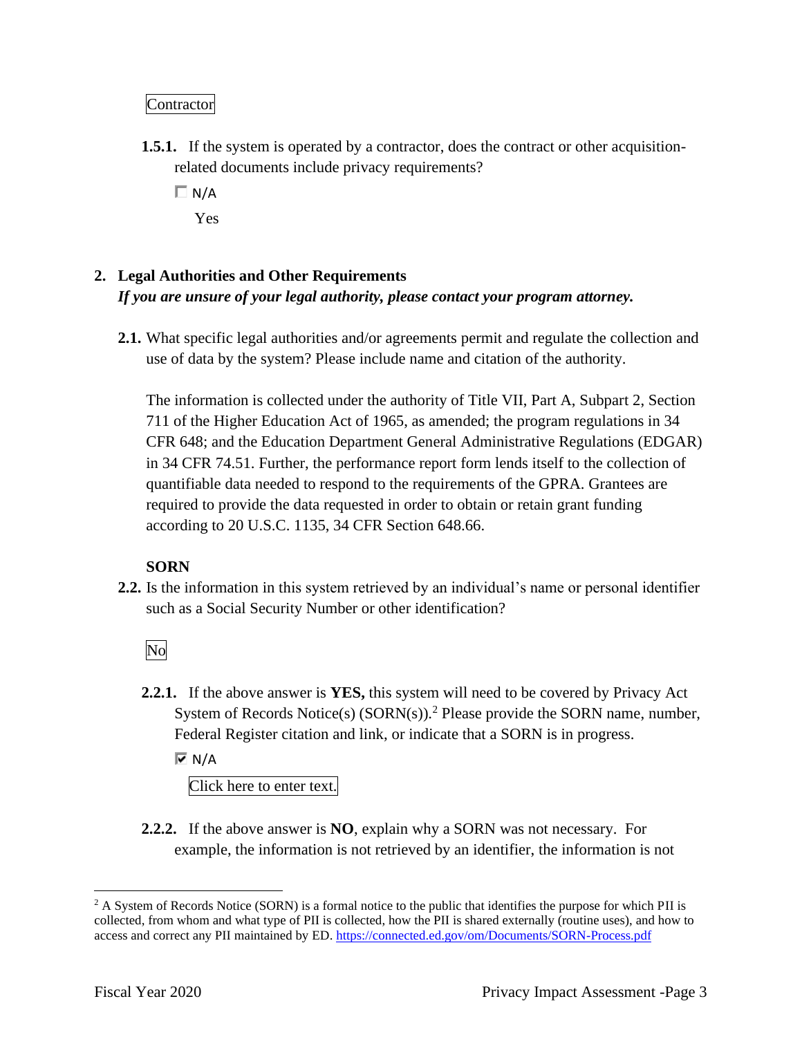Contractor

**1.5.1.** If the system is operated by a contractor, does the contract or other acquisition-related documents include privacy requirements?

☐ N/A

Yes

## 2. Legal Authorities and Other Requirements

***If you are unsure of your legal authority, please contact your program attorney.***

**2.1.** What specific legal authorities and/or agreements permit and regulate the collection and use of data by the system? Please include name and citation of the authority.

The information is collected under the authority of Title VII, Part A, Subpart 2, Section 711 of the Higher Education Act of 1965, as amended; the program regulations in 34 CFR 648; and the Education Department General Administrative Regulations (EDGAR) in 34 CFR 74.51. Further, the performance report form lends itself to the collection of quantifiable data needed to respond to the requirements of the GPRA. Grantees are required to provide the data requested in order to obtain or retain grant funding according to 20 U.S.C. 1135, 34 CFR Section 648.66.

**SORN**

**2.2.** Is the information in this system retrieved by an individual's name or personal identifier such as a Social Security Number or other identification?

No

**2.2.1.** If the above answer is **YES,** this system will need to be covered by Privacy Act System of Records Notice(s) (SORN(s)).[2] Please provide the SORN name, number, Federal Register citation and link, or indicate that a SORN is in progress.

☑ N/A

Click here to enter text.

**2.2.2.** If the above answer is **NO**, explain why a SORN was not necessary. For example, the information is not retrieved by an identifier, the information is not

[2] A System of Records Notice (SORN) is a formal notice to the public that identifies the purpose for which PII is collected, from whom and what type of PII is collected, how the PII is shared externally (routine uses), and how to access and correct any PII maintained by ED. https://connected.ed.gov/om/Documents/SORN-Process.pdf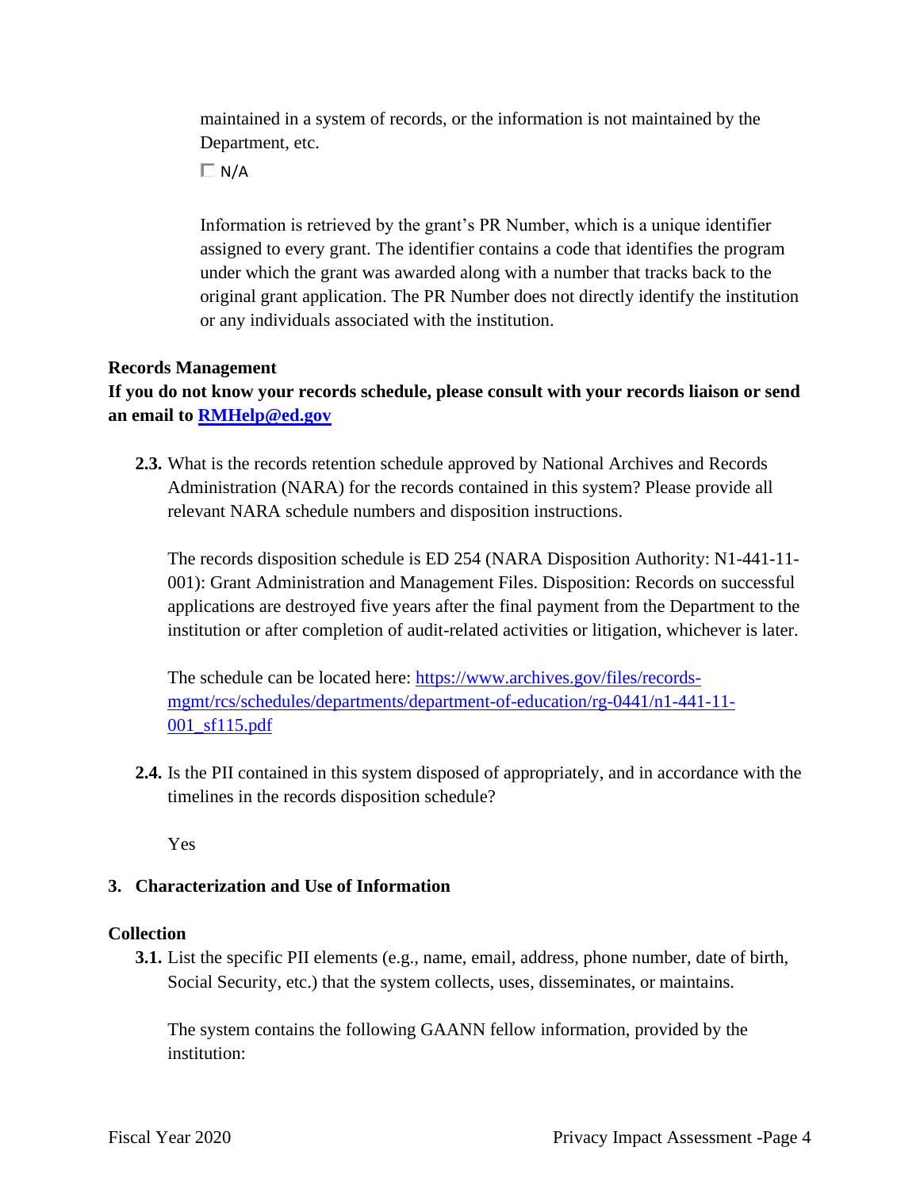maintained in a system of records, or the information is not maintained by the Department, etc.

☐ N/A

Information is retrieved by the grant's PR Number, which is a unique identifier assigned to every grant. The identifier contains a code that identifies the program under which the grant was awarded along with a number that tracks back to the original grant application. The PR Number does not directly identify the institution or any individuals associated with the institution.

**Records Management**

**If you do not know your records schedule, please consult with your records liaison or send an email to [RMHelp@ed.gov](mailto:RMHelp@ed.gov)**

**2.3.** What is the records retention schedule approved by National Archives and Records Administration (NARA) for the records contained in this system? Please provide all relevant NARA schedule numbers and disposition instructions.

The records disposition schedule is ED 254 (NARA Disposition Authority: N1-441-11-001): Grant Administration and Management Files. Disposition: Records on successful applications are destroyed five years after the final payment from the Department to the institution or after completion of audit-related activities or litigation, whichever is later.

The schedule can be located here: [https://www.archives.gov/files/records-mgmt/rcs/schedules/departments/department-of-education/rg-0441/n1-441-11-001_sf115.pdf](https://www.archives.gov/files/records-mgmt/rcs/schedules/departments/department-of-education/rg-0441/n1-441-11-001_sf115.pdf)

**2.4.** Is the PII contained in this system disposed of appropriately, and in accordance with the timelines in the records disposition schedule?

Yes

## 3. Characterization and Use of Information

**Collection**

**3.1.** List the specific PII elements (e.g., name, email, address, phone number, date of birth, Social Security, etc.) that the system collects, uses, disseminates, or maintains.

The system contains the following GAANN fellow information, provided by the institution: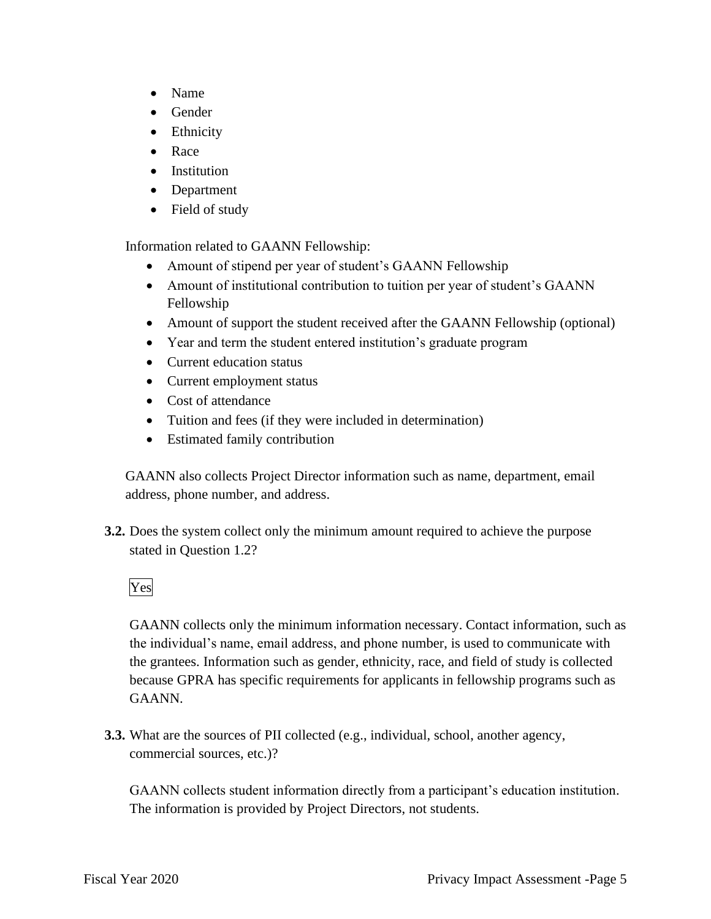- Name
- Gender
- Ethnicity
- Race
- Institution
- Department
- Field of study

Information related to GAANN Fellowship:

- Amount of stipend per year of student's GAANN Fellowship
- Amount of institutional contribution to tuition per year of student's GAANN Fellowship
- Amount of support the student received after the GAANN Fellowship (optional)
- Year and term the student entered institution's graduate program
- Current education status
- Current employment status
- Cost of attendance
- Tuition and fees (if they were included in determination)
- Estimated family contribution

GAANN also collects Project Director information such as name, department, email address, phone number, and address.

**3.2.** Does the system collect only the minimum amount required to achieve the purpose stated in Question 1.2?

Yes

GAANN collects only the minimum information necessary. Contact information, such as the individual's name, email address, and phone number, is used to communicate with the grantees. Information such as gender, ethnicity, race, and field of study is collected because GPRA has specific requirements for applicants in fellowship programs such as GAANN.

**3.3.** What are the sources of PII collected (e.g., individual, school, another agency, commercial sources, etc.)?

GAANN collects student information directly from a participant's education institution. The information is provided by Project Directors, not students.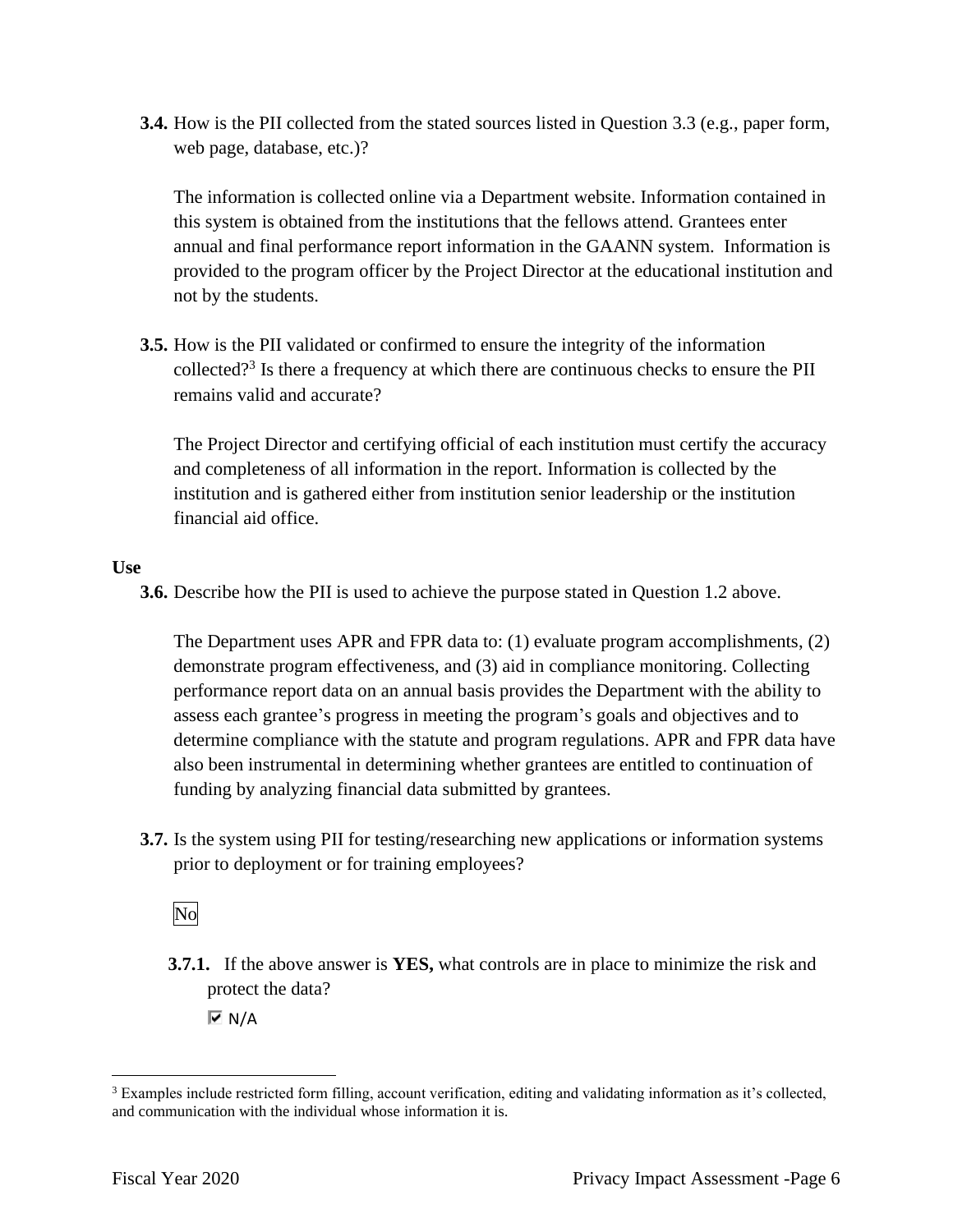**3.4.** How is the PII collected from the stated sources listed in Question 3.3 (e.g., paper form, web page, database, etc.)?

The information is collected online via a Department website. Information contained in this system is obtained from the institutions that the fellows attend. Grantees enter annual and final performance report information in the GAANN system. Information is provided to the program officer by the Project Director at the educational institution and not by the students.

**3.5.** How is the PII validated or confirmed to ensure the integrity of the information collected?[3] Is there a frequency at which there are continuous checks to ensure the PII remains valid and accurate?

The Project Director and certifying official of each institution must certify the accuracy and completeness of all information in the report. Information is collected by the institution and is gathered either from institution senior leadership or the institution financial aid office.

**Use**

**3.6.** Describe how the PII is used to achieve the purpose stated in Question 1.2 above.

The Department uses APR and FPR data to: (1) evaluate program accomplishments, (2) demonstrate program effectiveness, and (3) aid in compliance monitoring. Collecting performance report data on an annual basis provides the Department with the ability to assess each grantee's progress in meeting the program's goals and objectives and to determine compliance with the statute and program regulations. APR and FPR data have also been instrumental in determining whether grantees are entitled to continuation of funding by analyzing financial data submitted by grantees.

**3.7.** Is the system using PII for testing/researching new applications or information systems prior to deployment or for training employees?

No

**3.7.1.** If the above answer is **YES,** what controls are in place to minimize the risk and protect the data?

☑ N/A

[3] Examples include restricted form filling, account verification, editing and validating information as it's collected, and communication with the individual whose information it is.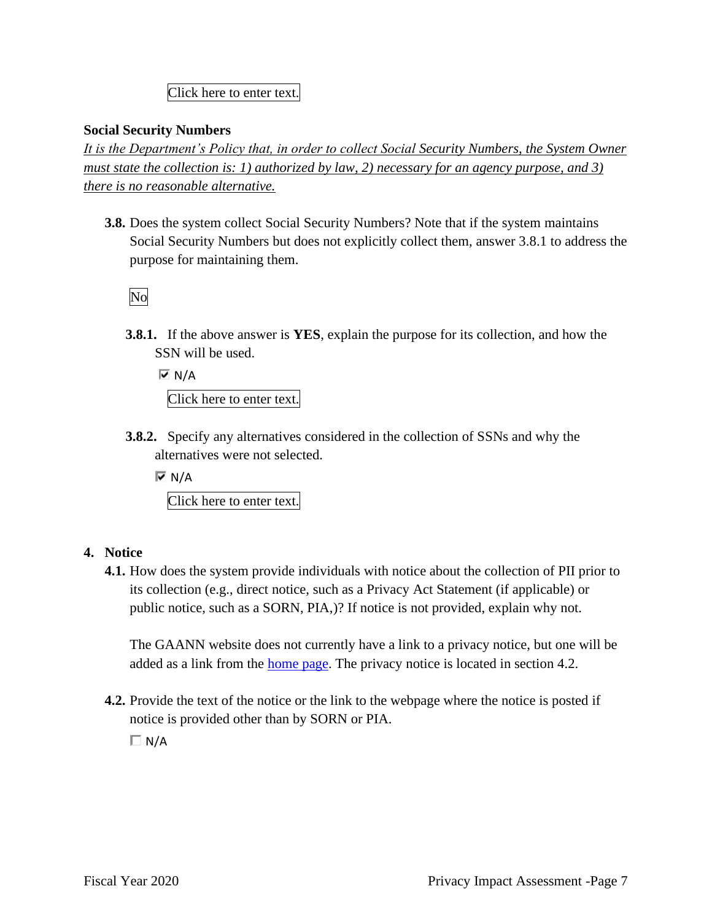Click here to enter text.

**Social Security Numbers**

*It is the Department's Policy that, in order to collect Social Security Numbers, the System Owner must state the collection is: 1) authorized by law, 2) necessary for an agency purpose, and 3) there is no reasonable alternative.*

**3.8.** Does the system collect Social Security Numbers? Note that if the system maintains Social Security Numbers but does not explicitly collect them, answer 3.8.1 to address the purpose for maintaining them.

No

**3.8.1.** If the above answer is **YES**, explain the purpose for its collection, and how the SSN will be used.

☑ N/A

Click here to enter text.

**3.8.2.** Specify any alternatives considered in the collection of SSNs and why the alternatives were not selected.

☑ N/A

Click here to enter text.

## 4. Notice

**4.1.** How does the system provide individuals with notice about the collection of PII prior to its collection (e.g., direct notice, such as a Privacy Act Statement (if applicable) or public notice, such as a SORN, PIA,)? If notice is not provided, explain why not.

The GAANN website does not currently have a link to a privacy notice, but one will be added as a link from the home page. The privacy notice is located in section 4.2.

**4.2.** Provide the text of the notice or the link to the webpage where the notice is posted if notice is provided other than by SORN or PIA.

☐ N/A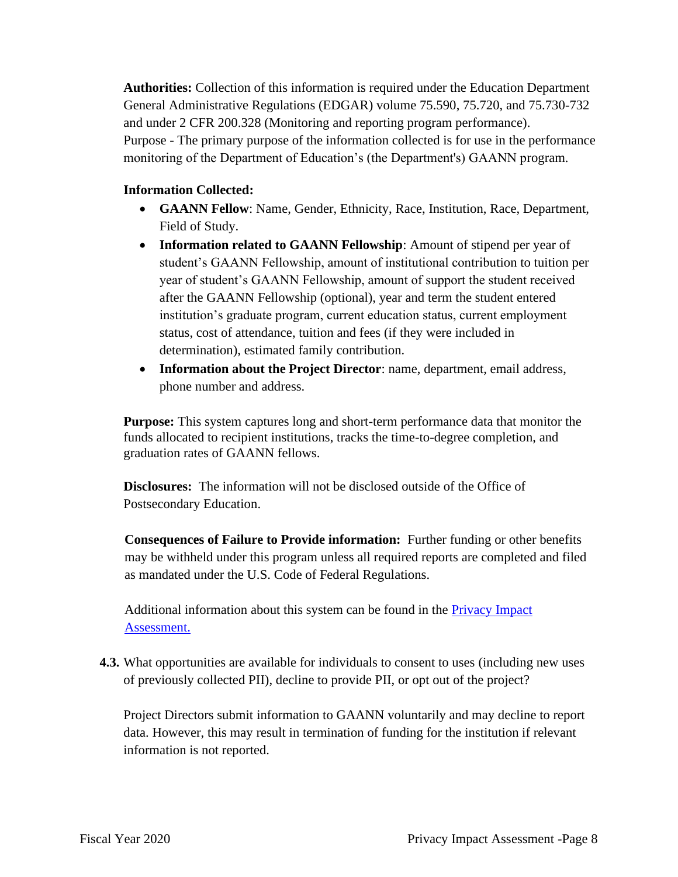**Authorities:** Collection of this information is required under the Education Department General Administrative Regulations (EDGAR) volume 75.590, 75.720, and 75.730-732 and under 2 CFR 200.328 (Monitoring and reporting program performance).
Purpose - The primary purpose of the information collected is for use in the performance monitoring of the Department of Education's (the Department's) GAANN program.

**Information Collected:**

- **GAANN Fellow**: Name, Gender, Ethnicity, Race, Institution, Race, Department, Field of Study.
- **Information related to GAANN Fellowship**: Amount of stipend per year of student's GAANN Fellowship, amount of institutional contribution to tuition per year of student's GAANN Fellowship, amount of support the student received after the GAANN Fellowship (optional), year and term the student entered institution's graduate program, current education status, current employment status, cost of attendance, tuition and fees (if they were included in determination), estimated family contribution.
- **Information about the Project Director**: name, department, email address, phone number and address.

**Purpose:** This system captures long and short-term performance data that monitor the funds allocated to recipient institutions, tracks the time-to-degree completion, and graduation rates of GAANN fellows.

**Disclosures:** The information will not be disclosed outside of the Office of Postsecondary Education.

**Consequences of Failure to Provide information:** Further funding or other benefits may be withheld under this program unless all required reports are completed and filed as mandated under the U.S. Code of Federal Regulations.

Additional information about this system can be found in the [Privacy Impact Assessment.]()

**4.3.** What opportunities are available for individuals to consent to uses (including new uses of previously collected PII), decline to provide PII, or opt out of the project?

Project Directors submit information to GAANN voluntarily and may decline to report data. However, this may result in termination of funding for the institution if relevant information is not reported.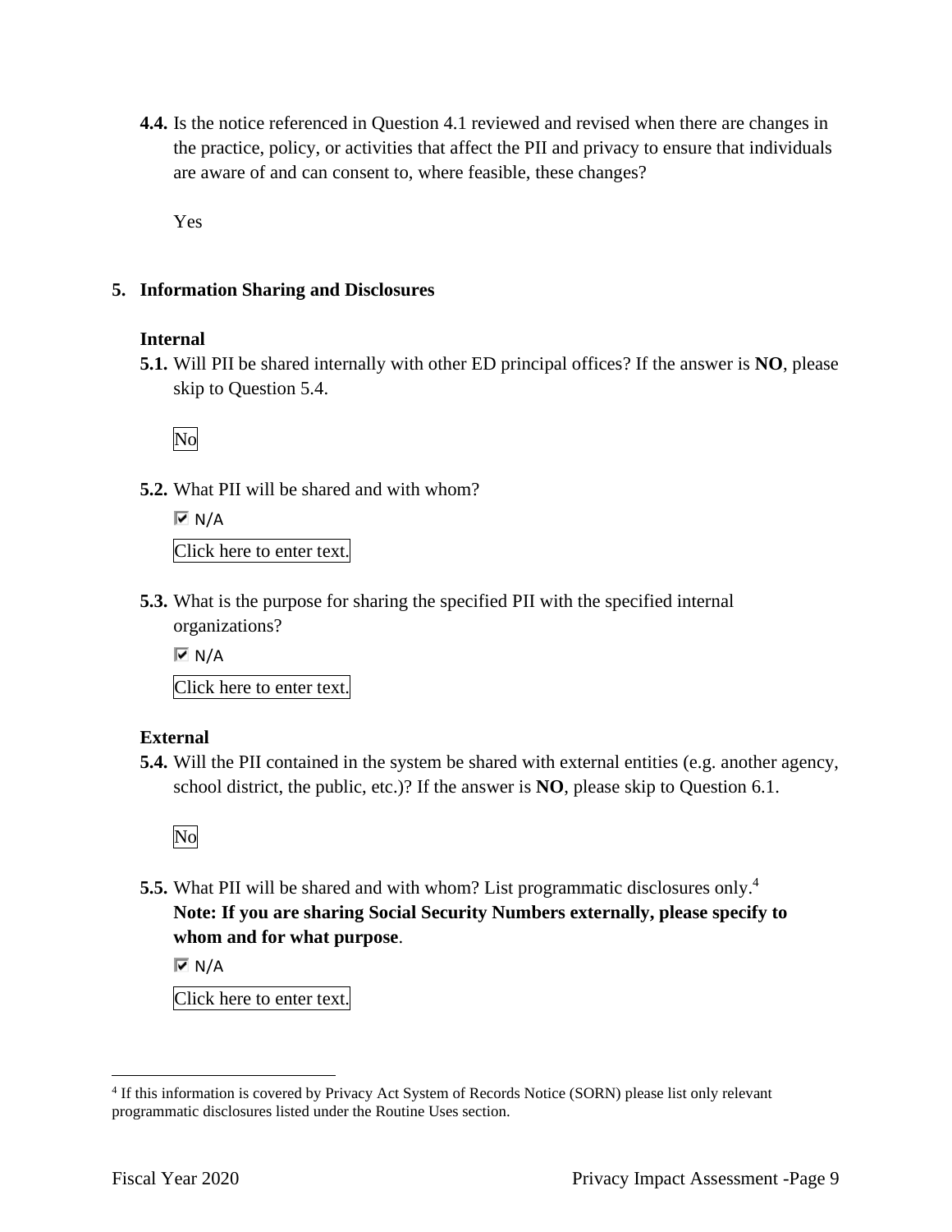**4.4.** Is the notice referenced in Question 4.1 reviewed and revised when there are changes in the practice, policy, or activities that affect the PII and privacy to ensure that individuals are aware of and can consent to, where feasible, these changes?

Yes

## 5. Information Sharing and Disclosures

### Internal

**5.1.** Will PII be shared internally with other ED principal offices? If the answer is **NO**, please skip to Question 5.4.

No

**5.2.** What PII will be shared and with whom?

☑ N/A

Click here to enter text.

**5.3.** What is the purpose for sharing the specified PII with the specified internal organizations?

☑ N/A

Click here to enter text.

### External

**5.4.** Will the PII contained in the system be shared with external entities (e.g. another agency, school district, the public, etc.)? If the answer is **NO**, please skip to Question 6.1.

No

**5.5.** What PII will be shared and with whom? List programmatic disclosures only.[4]
**Note: If you are sharing Social Security Numbers externally, please specify to whom and for what purpose**.

☑ N/A

Click here to enter text.

---

[4] If this information is covered by Privacy Act System of Records Notice (SORN) please list only relevant programmatic disclosures listed under the Routine Uses section.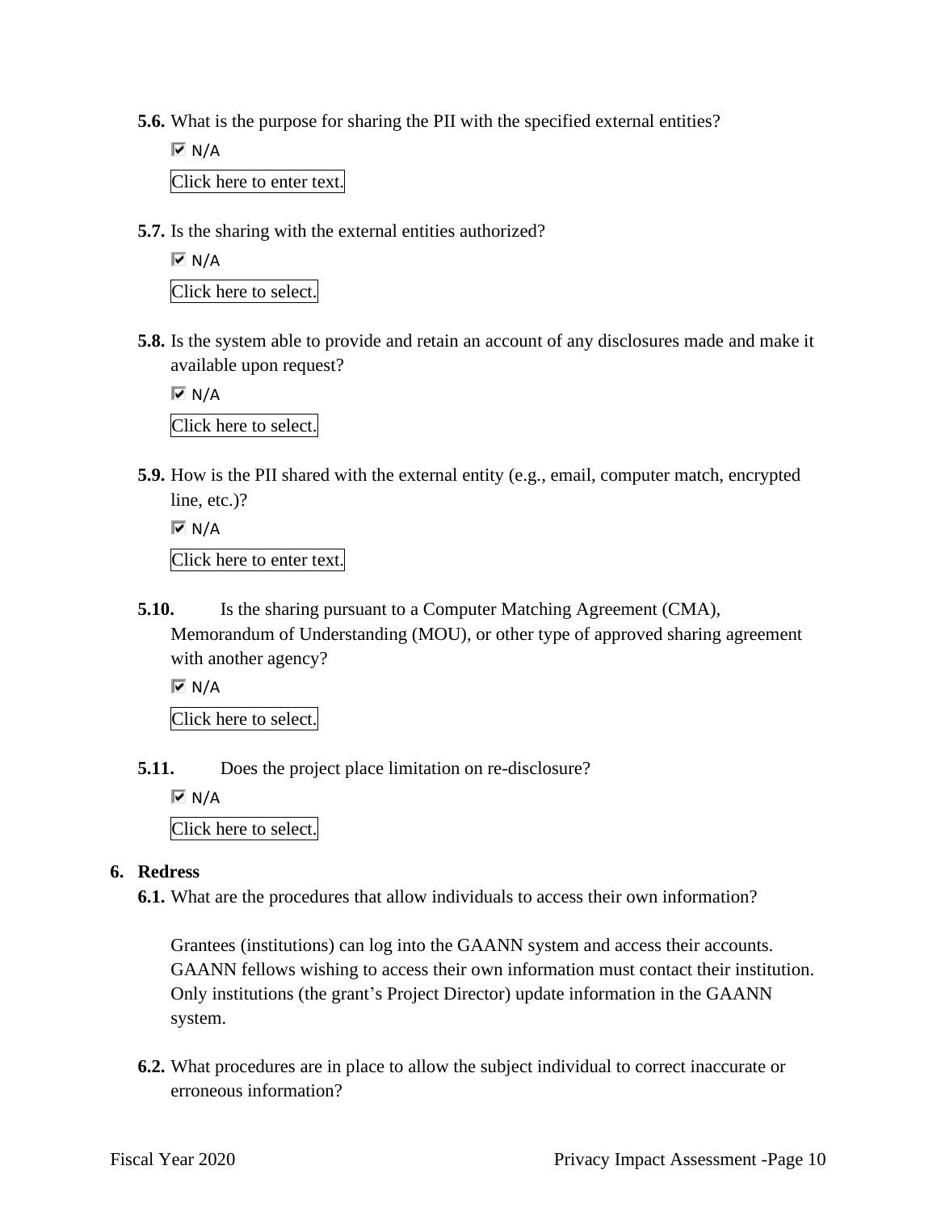**5.6.** What is the purpose for sharing the PII with the specified external entities?

☑ N/A

Click here to enter text.

**5.7.** Is the sharing with the external entities authorized?

☑ N/A

Click here to select.

**5.8.** Is the system able to provide and retain an account of any disclosures made and make it available upon request?

☑ N/A

Click here to select.

**5.9.** How is the PII shared with the external entity (e.g., email, computer match, encrypted line, etc.)?

☑ N/A

Click here to enter text.

**5.10.** Is the sharing pursuant to a Computer Matching Agreement (CMA), Memorandum of Understanding (MOU), or other type of approved sharing agreement with another agency?

☑ N/A

Click here to select.

**5.11.** Does the project place limitation on re-disclosure?

☑ N/A

Click here to select.

## 6. Redress

**6.1.** What are the procedures that allow individuals to access their own information?

Grantees (institutions) can log into the GAANN system and access their accounts. GAANN fellows wishing to access their own information must contact their institution. Only institutions (the grant's Project Director) update information in the GAANN system.

**6.2.** What procedures are in place to allow the subject individual to correct inaccurate or erroneous information?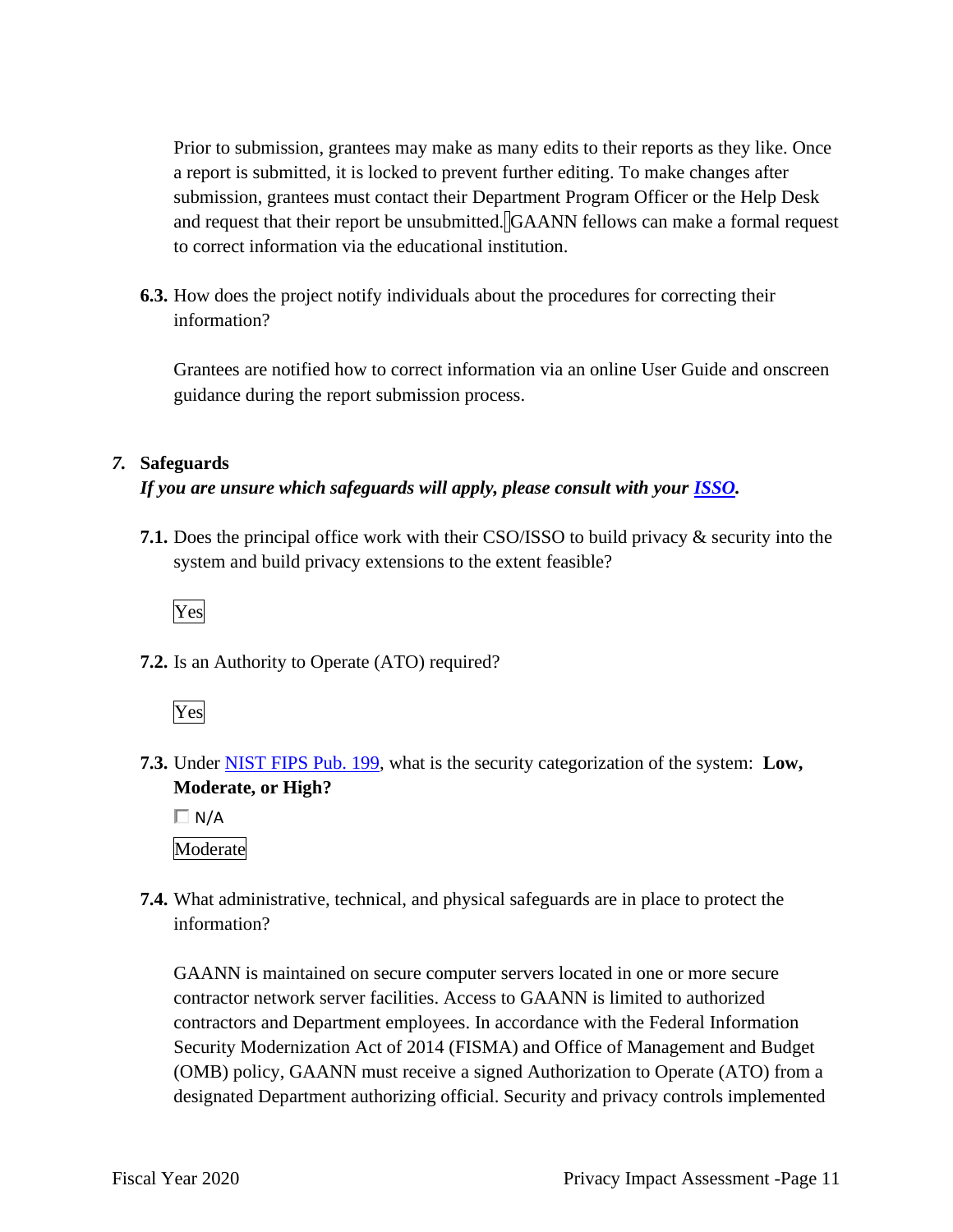Prior to submission, grantees may make as many edits to their reports as they like. Once a report is submitted, it is locked to prevent further editing. To make changes after submission, grantees must contact their Department Program Officer or the Help Desk and request that their report be unsubmitted. GAANN fellows can make a formal request to correct information via the educational institution.

**6.3.** How does the project notify individuals about the procedures for correcting their information?

Grantees are notified how to correct information via an online User Guide and onscreen guidance during the report submission process.

## *7.* Safeguards

***If you are unsure which safeguards will apply, please consult with your ISSO.***

**7.1.** Does the principal office work with their CSO/ISSO to build privacy & security into the system and build privacy extensions to the extent feasible?

Yes

**7.2.** Is an Authority to Operate (ATO) required?

Yes

**7.3.** Under NIST FIPS Pub. 199, what is the security categorization of the system: **Low, Moderate, or High?**

☐ N/A

Moderate

**7.4.** What administrative, technical, and physical safeguards are in place to protect the information?

GAANN is maintained on secure computer servers located in one or more secure contractor network server facilities. Access to GAANN is limited to authorized contractors and Department employees. In accordance with the Federal Information Security Modernization Act of 2014 (FISMA) and Office of Management and Budget (OMB) policy, GAANN must receive a signed Authorization to Operate (ATO) from a designated Department authorizing official. Security and privacy controls implemented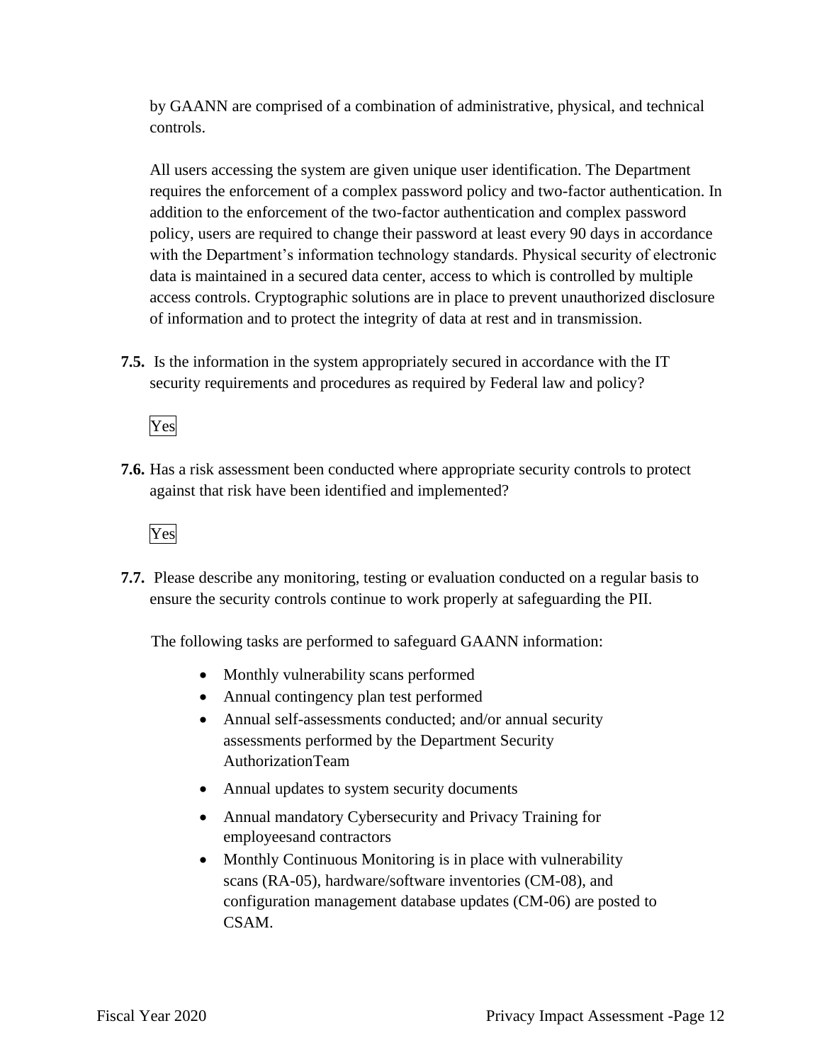by GAANN are comprised of a combination of administrative, physical, and technical controls.

All users accessing the system are given unique user identification. The Department requires the enforcement of a complex password policy and two-factor authentication. In addition to the enforcement of the two-factor authentication and complex password policy, users are required to change their password at least every 90 days in accordance with the Department's information technology standards. Physical security of electronic data is maintained in a secured data center, access to which is controlled by multiple access controls. Cryptographic solutions are in place to prevent unauthorized disclosure of information and to protect the integrity of data at rest and in transmission.

**7.5.** Is the information in the system appropriately secured in accordance with the IT security requirements and procedures as required by Federal law and policy?

Yes

**7.6.** Has a risk assessment been conducted where appropriate security controls to protect against that risk have been identified and implemented?

Yes

**7.7.** Please describe any monitoring, testing or evaluation conducted on a regular basis to ensure the security controls continue to work properly at safeguarding the PII.

The following tasks are performed to safeguard GAANN information:

- Monthly vulnerability scans performed
- Annual contingency plan test performed
- Annual self-assessments conducted; and/or annual security assessments performed by the Department Security AuthorizationTeam
- Annual updates to system security documents
- Annual mandatory Cybersecurity and Privacy Training for employeesand contractors
- Monthly Continuous Monitoring is in place with vulnerability scans (RA-05), hardware/software inventories (CM-08), and configuration management database updates (CM-06) are posted to CSAM.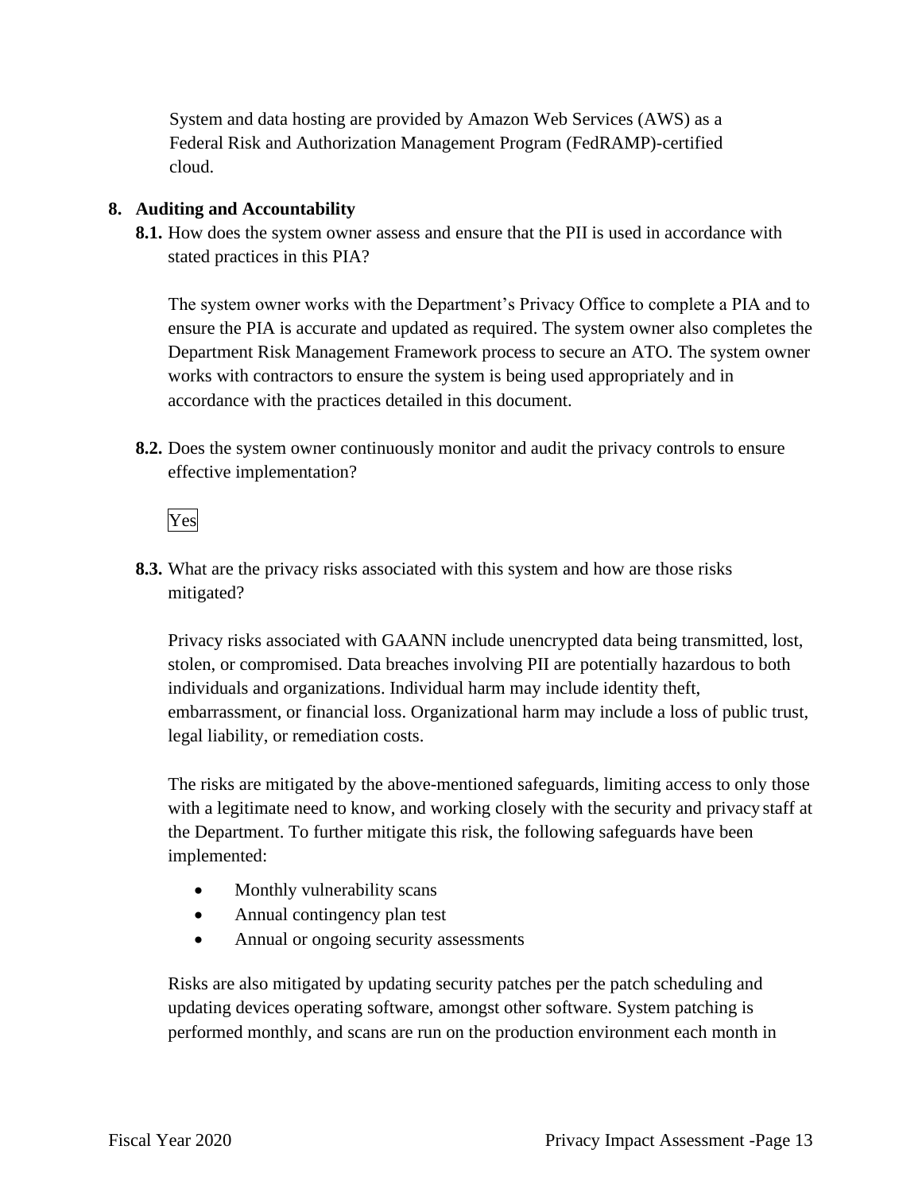System and data hosting are provided by Amazon Web Services (AWS) as a Federal Risk and Authorization Management Program (FedRAMP)-certified cloud.

## 8. Auditing and Accountability

**8.1.** How does the system owner assess and ensure that the PII is used in accordance with stated practices in this PIA?

The system owner works with the Department's Privacy Office to complete a PIA and to ensure the PIA is accurate and updated as required. The system owner also completes the Department Risk Management Framework process to secure an ATO. The system owner works with contractors to ensure the system is being used appropriately and in accordance with the practices detailed in this document.

**8.2.** Does the system owner continuously monitor and audit the privacy controls to ensure effective implementation?

Yes

**8.3.** What are the privacy risks associated with this system and how are those risks mitigated?

Privacy risks associated with GAANN include unencrypted data being transmitted, lost, stolen, or compromised. Data breaches involving PII are potentially hazardous to both individuals and organizations. Individual harm may include identity theft, embarrassment, or financial loss. Organizational harm may include a loss of public trust, legal liability, or remediation costs.

The risks are mitigated by the above-mentioned safeguards, limiting access to only those with a legitimate need to know, and working closely with the security and privacy staff at the Department. To further mitigate this risk, the following safeguards have been implemented:

- Monthly vulnerability scans
- Annual contingency plan test
- Annual or ongoing security assessments

Risks are also mitigated by updating security patches per the patch scheduling and updating devices operating software, amongst other software. System patching is performed monthly, and scans are run on the production environment each month in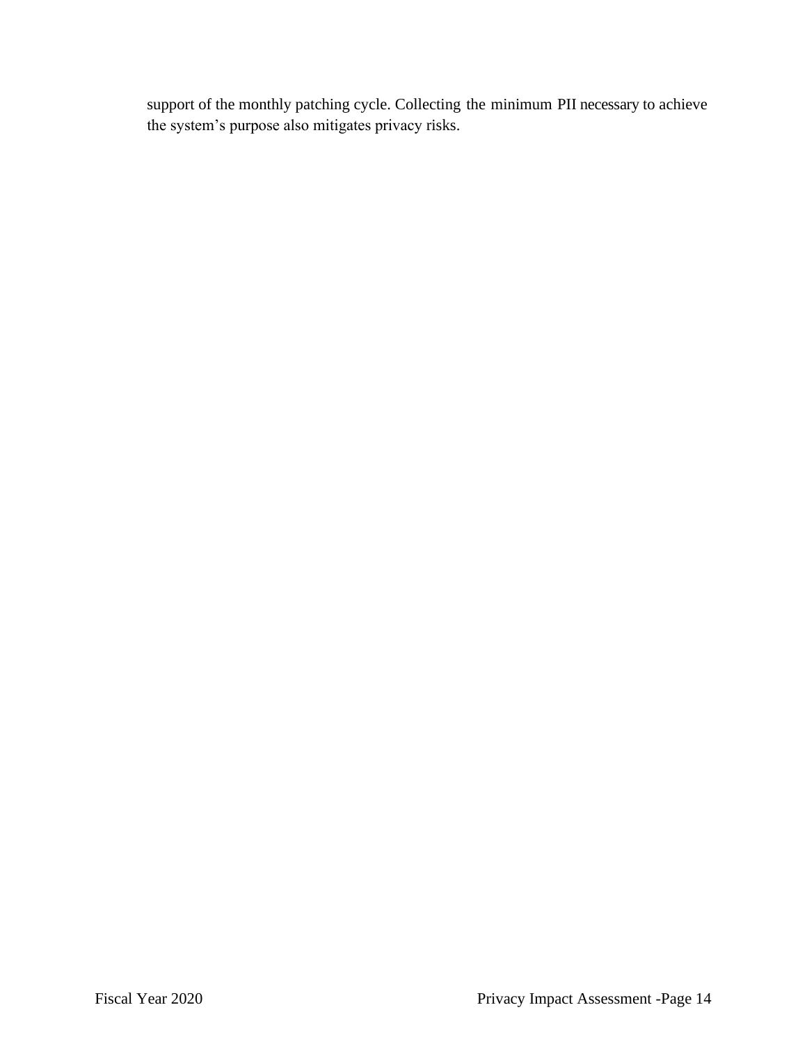support of the monthly patching cycle. Collecting the minimum PII necessary to achieve the system's purpose also mitigates privacy risks.